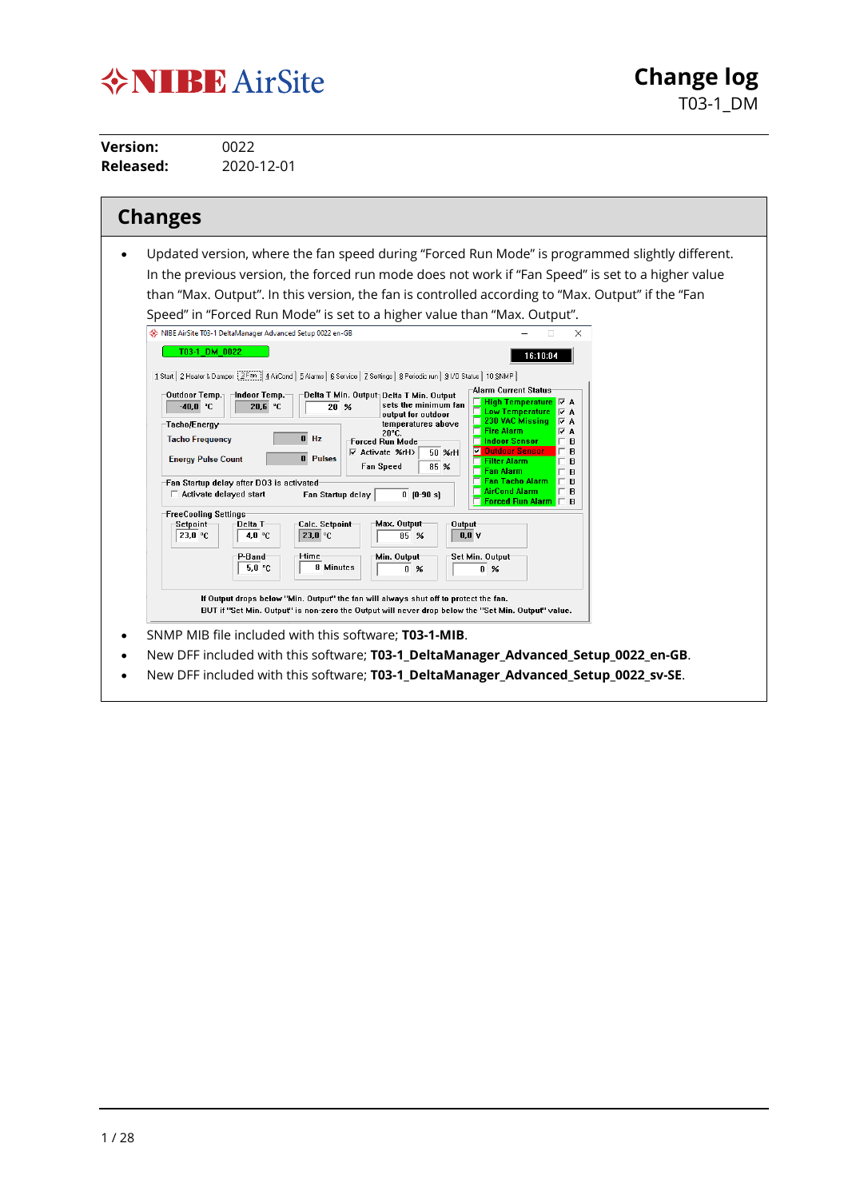# Change log

T03-1_DM

**Version:** 0022
**Released:** 2020-12-01

## Changes

- Updated version, where the fan speed during "Forced Run Mode" is programmed slightly different. In the previous version, the forced run mode does not work if "Fan Speed" is set to a higher value than "Max. Output". In this version, the fan is controlled according to "Max. Output" if the "Fan Speed" in "Forced Run Mode" is set to a higher value than "Max. Output".
- SNMP MIB file included with this software; **T03-1-MIB**.
- New DFF included with this software; **T03-1_DeltaManager_Advanced_Setup_0022_en-GB**.
- New DFF included with this software; **T03-1_DeltaManager_Advanced_Setup_0022_sv-SE**.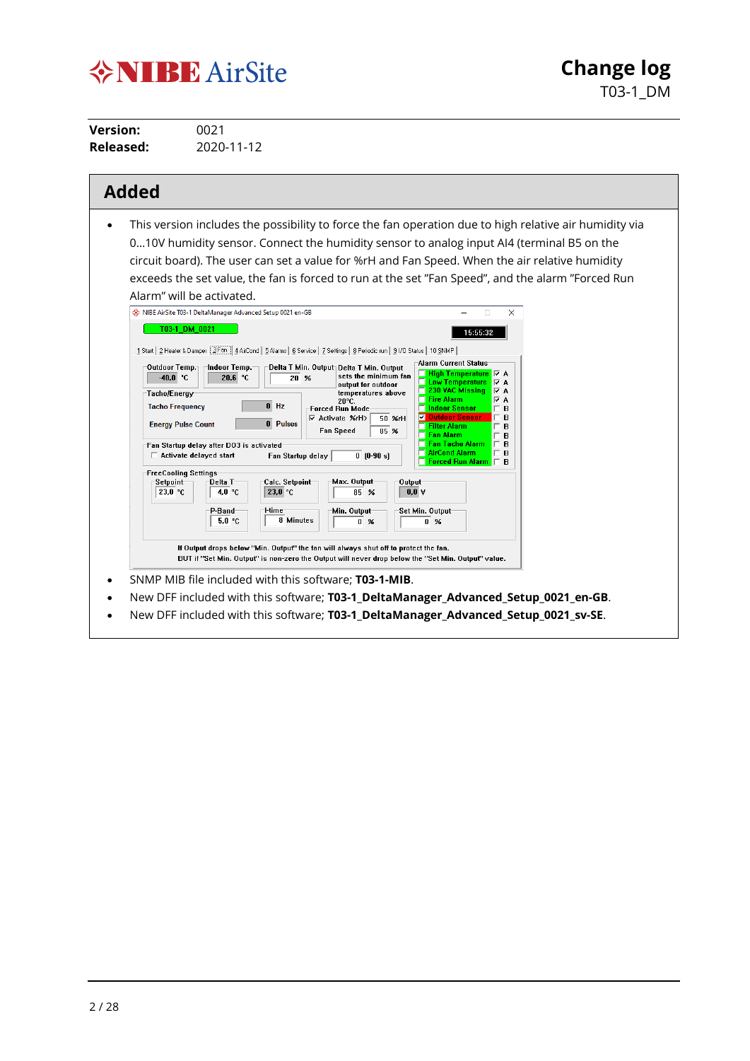**Version:** 0021
**Released:** 2020-11-12

## Added

- This version includes the possibility to force the fan operation due to high relative air humidity via 0…10V humidity sensor. Connect the humidity sensor to analog input AI4 (terminal B5 on the circuit board). The user can set a value for %rH and Fan Speed. When the air relative humidity exceeds the set value, the fan is forced to run at the set "Fan Speed", and the alarm "Forced Run Alarm" will be activated.
- SNMP MIB file included with this software; **T03-1-MIB**.
- New DFF included with this software; **T03-1_DeltaManager_Advanced_Setup_0021_en-GB**.
- New DFF included with this software; **T03-1_DeltaManager_Advanced_Setup_0021_sv-SE**.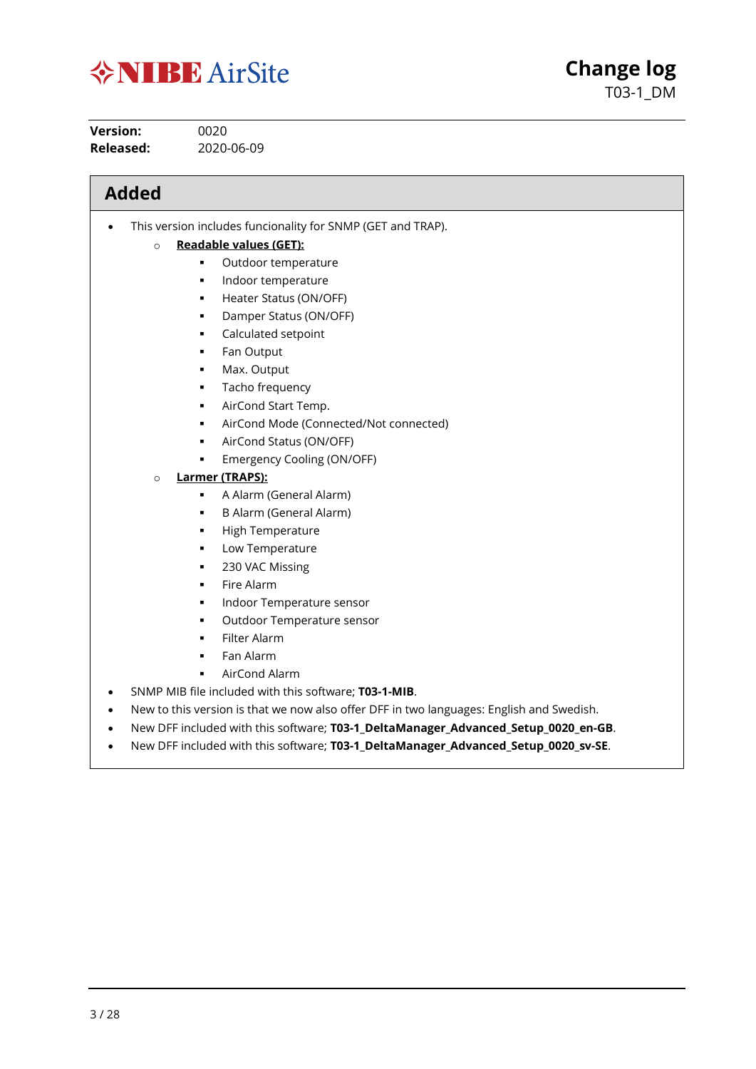# Change log

T03-1_DM

**Version:** 0020
**Released:** 2020-06-09

## Added

- This version includes funcionality for SNMP (GET and TRAP).
  - **Readable values (GET):**
    - Outdoor temperature
    - Indoor temperature
    - Heater Status (ON/OFF)
    - Damper Status (ON/OFF)
    - Calculated setpoint
    - Fan Output
    - Max. Output
    - Tacho frequency
    - AirCond Start Temp.
    - AirCond Mode (Connected/Not connected)
    - AirCond Status (ON/OFF)
    - Emergency Cooling (ON/OFF)
  - **Larmer (TRAPS):**
    - A Alarm (General Alarm)
    - B Alarm (General Alarm)
    - High Temperature
    - Low Temperature
    - 230 VAC Missing
    - Fire Alarm
    - Indoor Temperature sensor
    - Outdoor Temperature sensor
    - Filter Alarm
    - Fan Alarm
    - AirCond Alarm
- SNMP MIB file included with this software; **T03-1-MIB**.
- New to this version is that we now also offer DFF in two languages: English and Swedish.
- New DFF included with this software; **T03-1_DeltaManager_Advanced_Setup_0020_en-GB**.
- New DFF included with this software; **T03-1_DeltaManager_Advanced_Setup_0020_sv-SE**.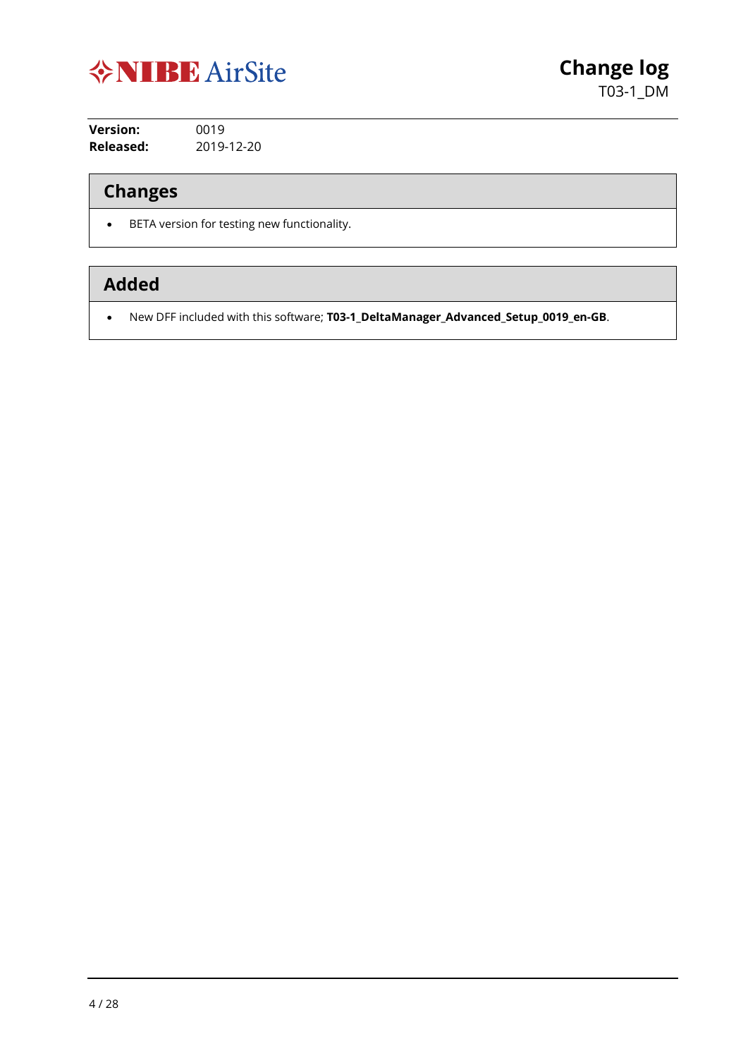**Version:** 0019
**Released:** 2019-12-20

## Changes

- BETA version for testing new functionality.

## Added

- New DFF included with this software; **T03-1_DeltaManager_Advanced_Setup_0019_en-GB**.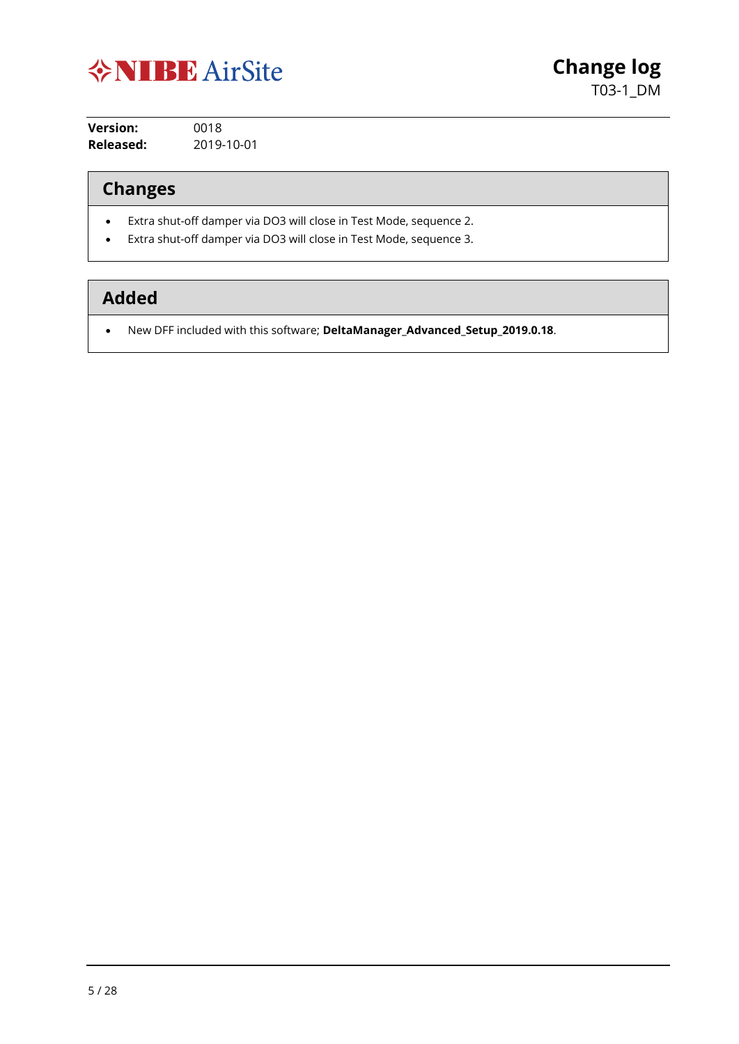**Version:** 0018
**Released:** 2019-10-01

## Changes

- Extra shut-off damper via DO3 will close in Test Mode, sequence 2.
- Extra shut-off damper via DO3 will close in Test Mode, sequence 3.

## Added

- New DFF included with this software; **DeltaManager_Advanced_Setup_2019.0.18**.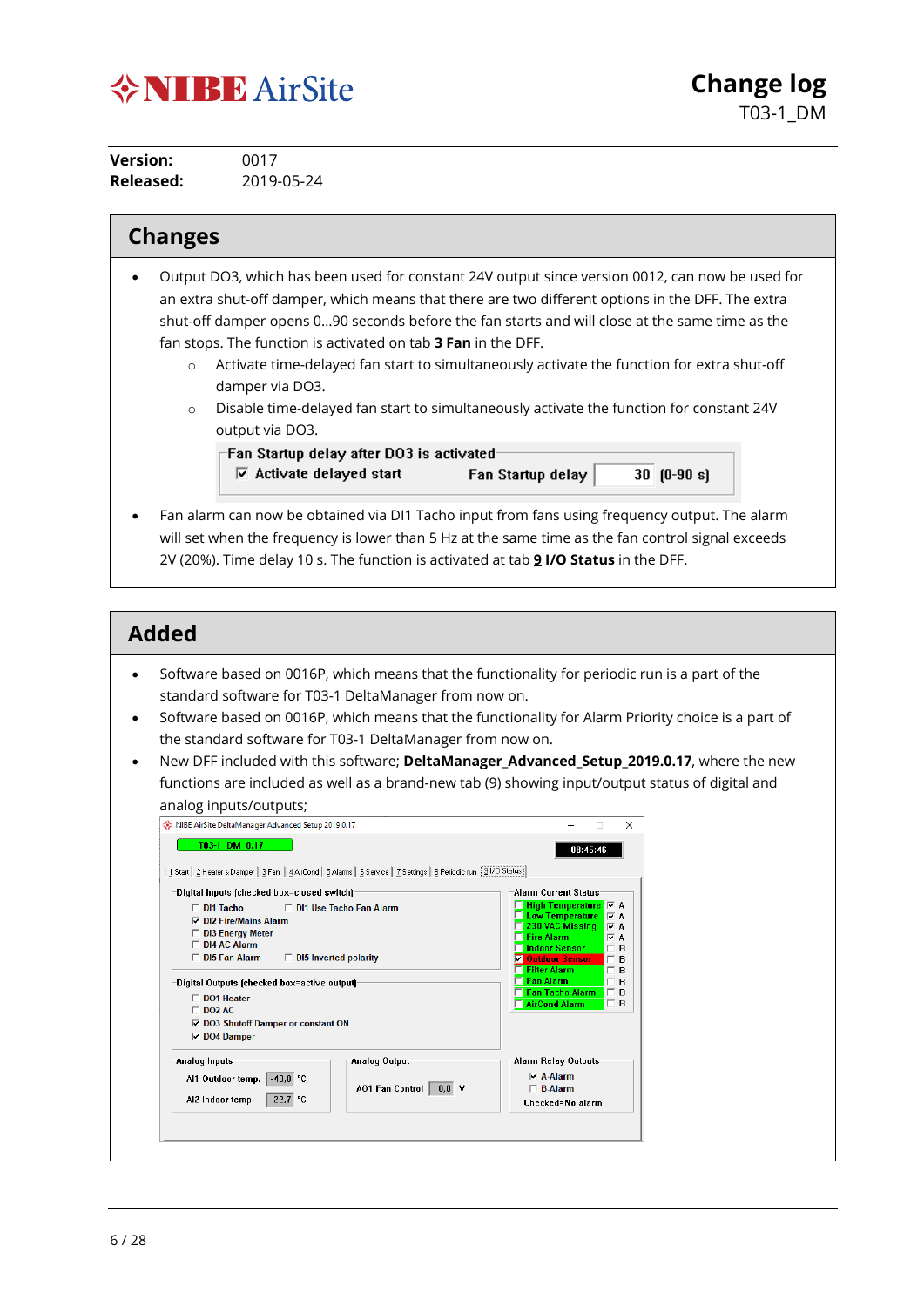**Version:** 0017
**Released:** 2019-05-24

## Changes

- Output DO3, which has been used for constant 24V output since version 0012, can now be used for an extra shut-off damper, which means that there are two different options in the DFF. The extra shut-off damper opens 0…90 seconds before the fan starts and will close at the same time as the fan stops. The function is activated on tab **3 Fan** in the DFF.
  - Activate time-delayed fan start to simultaneously activate the function for extra shut-off damper via DO3.
  - Disable time-delayed fan start to simultaneously activate the function for constant 24V output via DO3.
- Fan alarm can now be obtained via DI1 Tacho input from fans using frequency output. The alarm will set when the frequency is lower than 5 Hz at the same time as the fan control signal exceeds 2V (20%). Time delay 10 s. The function is activated at tab **9 I/O Status** in the DFF.

## Added

- Software based on 0016P, which means that the functionality for periodic run is a part of the standard software for T03-1 DeltaManager from now on.
- Software based on 0016P, which means that the functionality for Alarm Priority choice is a part of the standard software for T03-1 DeltaManager from now on.
- New DFF included with this software; **DeltaManager_Advanced_Setup_2019.0.17**, where the new functions are included as well as a brand-new tab (9) showing input/output status of digital and analog inputs/outputs;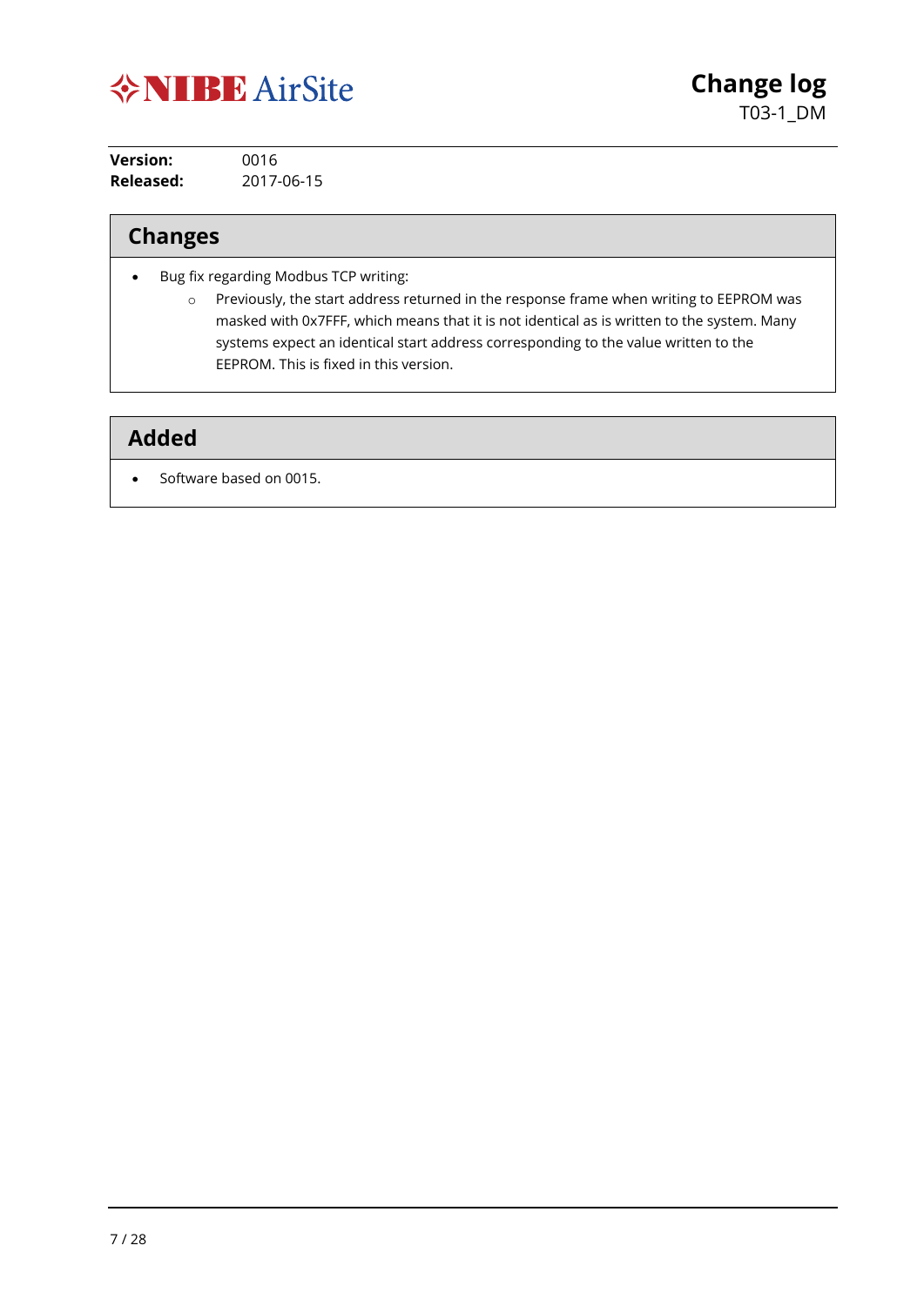**Version:** 0016
**Released:** 2017-06-15

## Changes

- Bug fix regarding Modbus TCP writing:
  - Previously, the start address returned in the response frame when writing to EEPROM was masked with 0x7FFF, which means that it is not identical as is written to the system. Many systems expect an identical start address corresponding to the value written to the EEPROM. This is fixed in this version.

## Added

- Software based on 0015.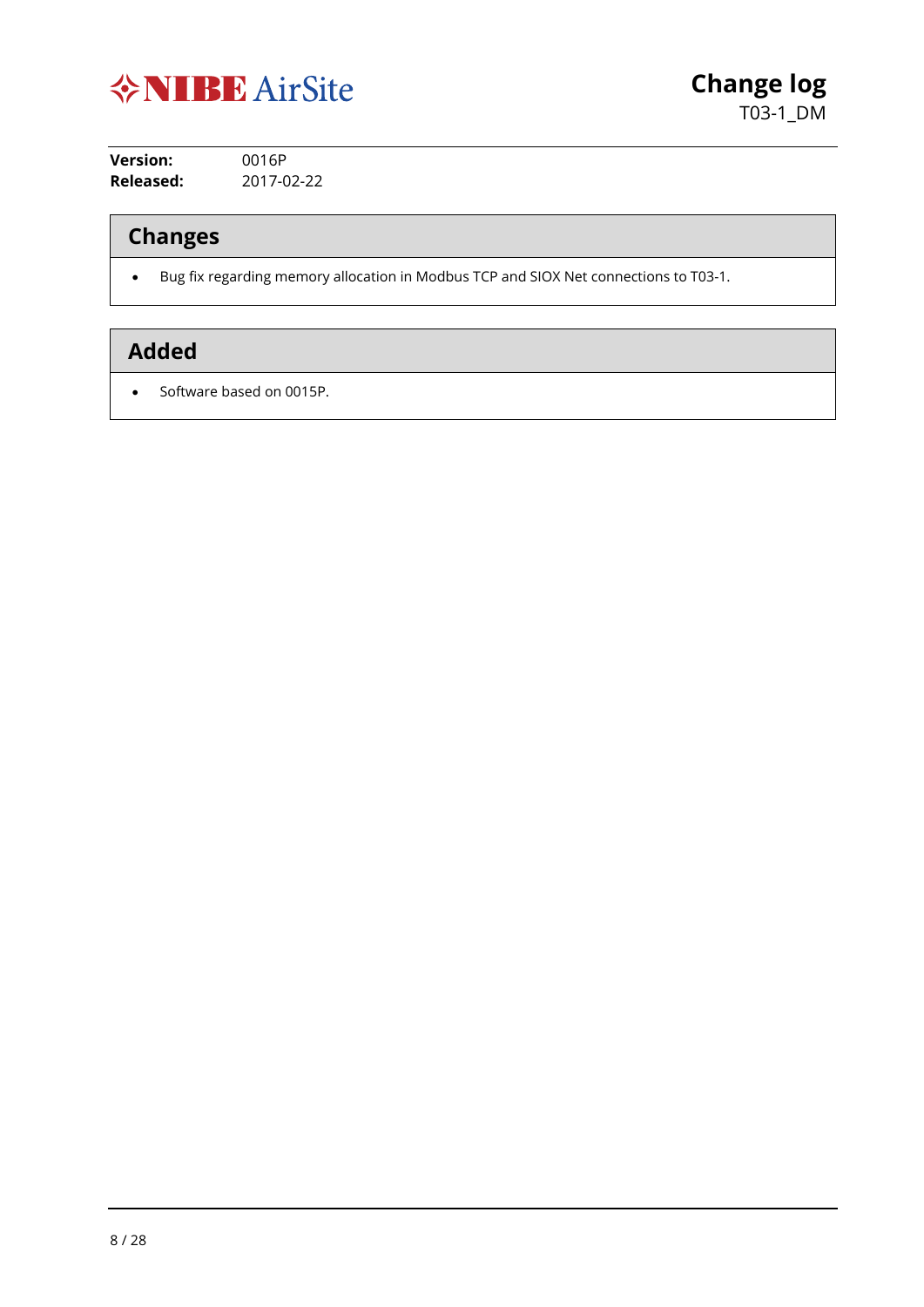**Version:** 0016P
**Released:** 2017-02-22

## Changes

- Bug fix regarding memory allocation in Modbus TCP and SIOX Net connections to T03-1.

## Added

- Software based on 0015P.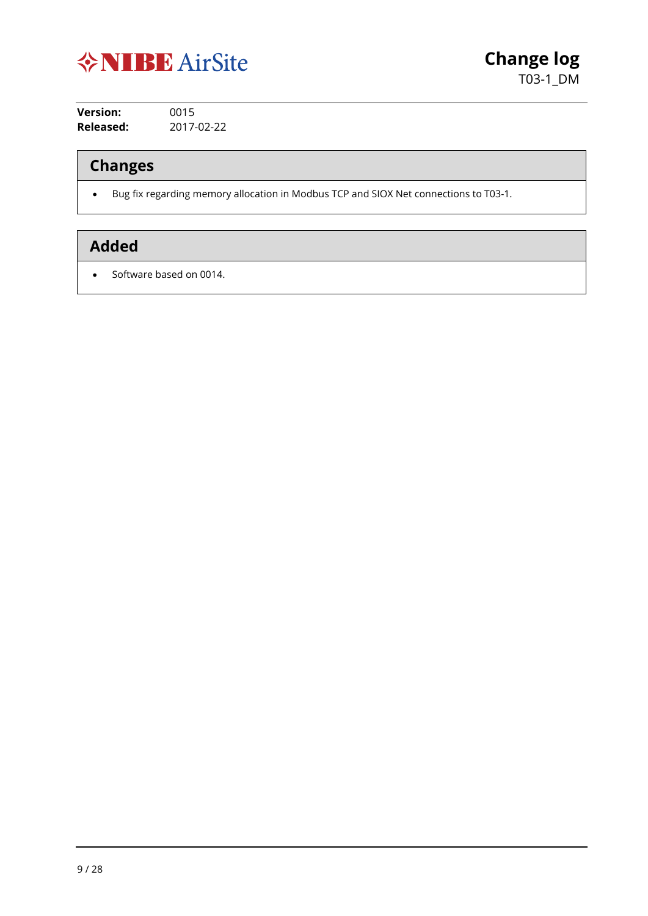**Version:** 0015
**Released:** 2017-02-22

## Changes

- Bug fix regarding memory allocation in Modbus TCP and SIOX Net connections to T03-1.

## Added

- Software based on 0014.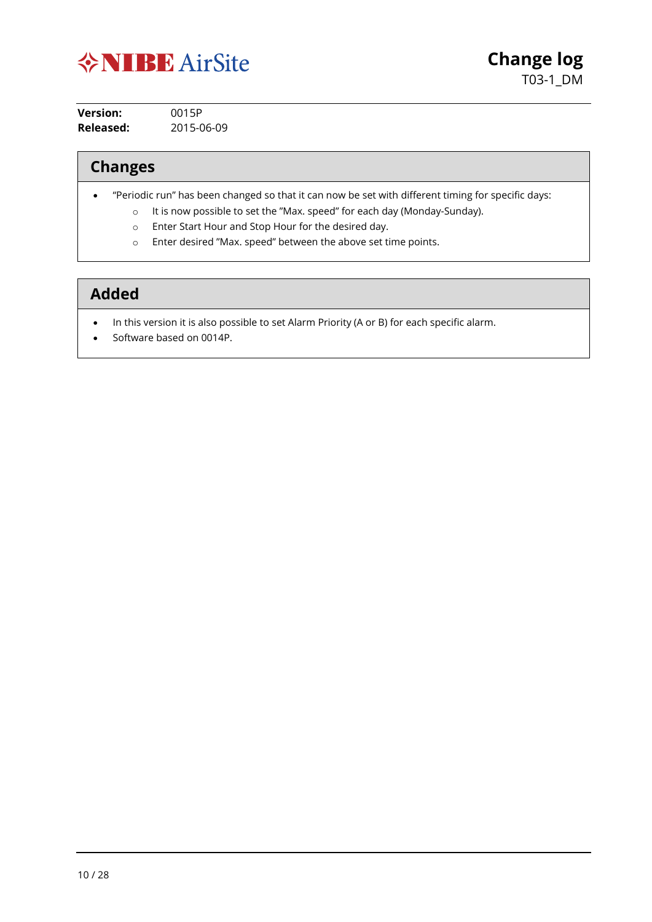**Version:** 0015P
**Released:** 2015-06-09

## Changes

- "Periodic run" has been changed so that it can now be set with different timing for specific days:
  - It is now possible to set the "Max. speed" for each day (Monday-Sunday).
  - Enter Start Hour and Stop Hour for the desired day.
  - Enter desired "Max. speed" between the above set time points.

## Added

- In this version it is also possible to set Alarm Priority (A or B) for each specific alarm.
- Software based on 0014P.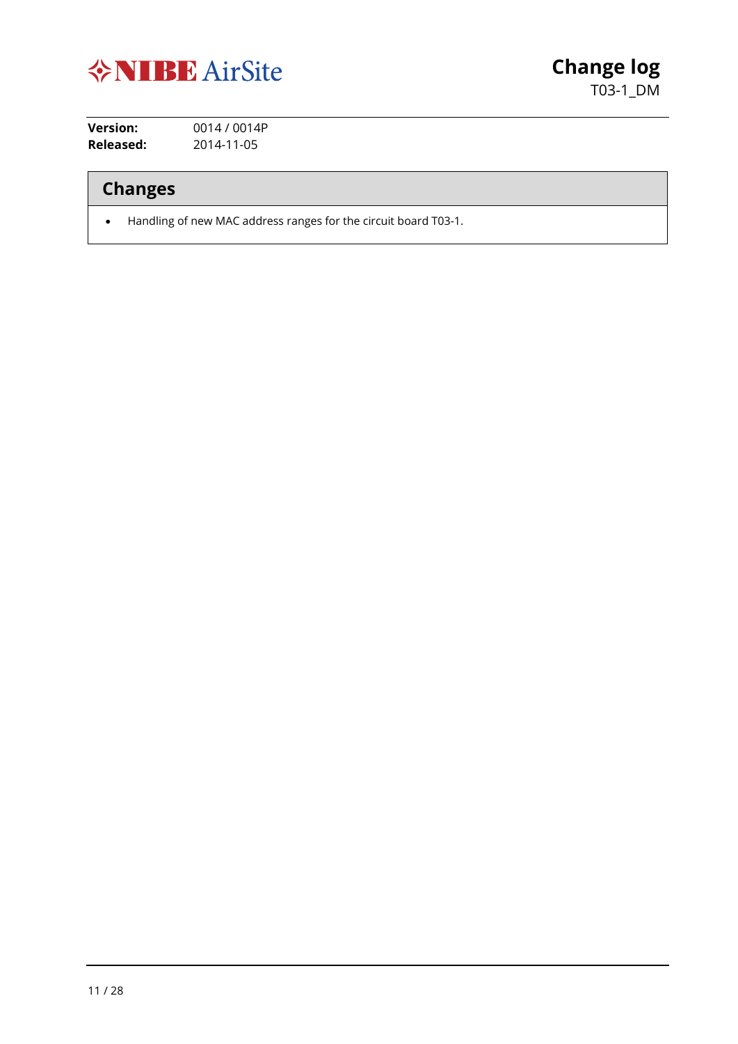**Version:** 0014 / 0014P
**Released:** 2014-11-05

## Changes

- Handling of new MAC address ranges for the circuit board T03-1.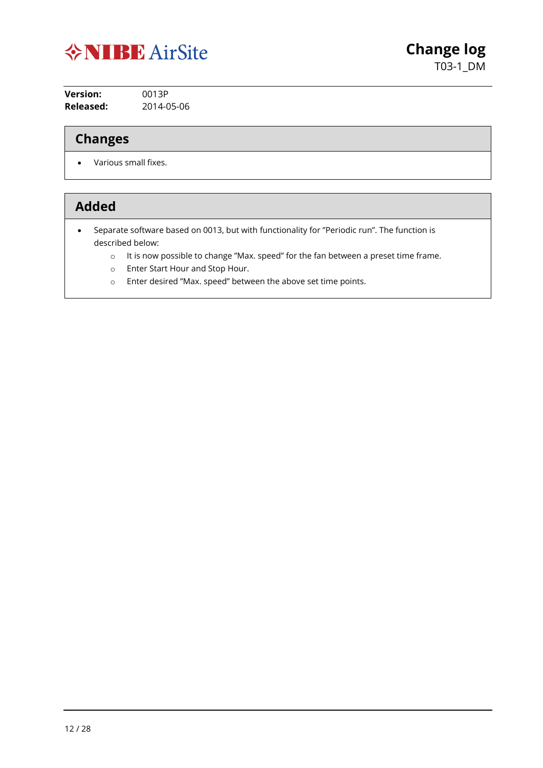**Version:** 0013P
**Released:** 2014-05-06

## Changes

- Various small fixes.

## Added

- Separate software based on 0013, but with functionality for ”Periodic run”. The function is described below:
    - It is now possible to change ”Max. speed” for the fan between a preset time frame.
    - Enter Start Hour and Stop Hour.
    - Enter desired ”Max. speed” between the above set time points.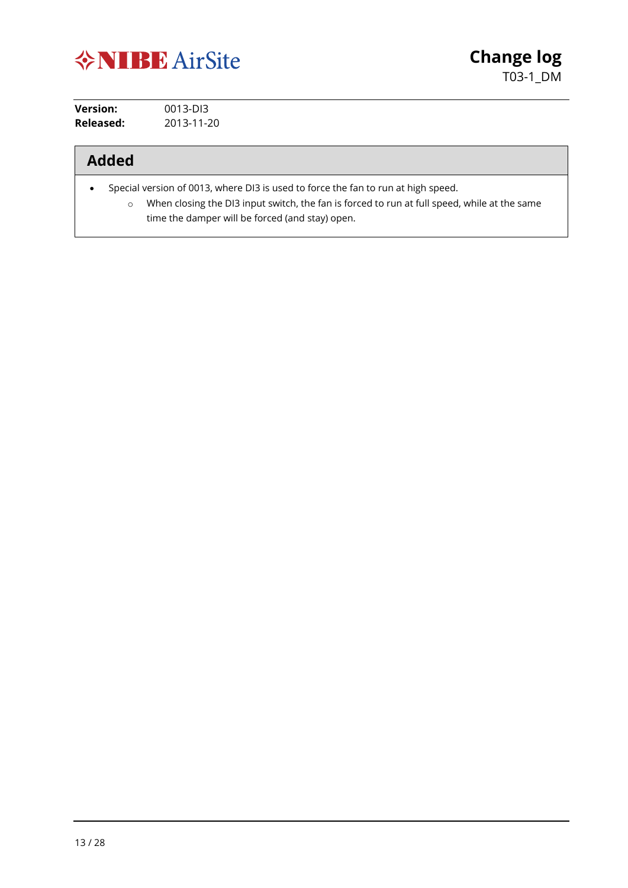**Version:** 0013-DI3
**Released:** 2013-11-20

## Added

- Special version of 0013, where DI3 is used to force the fan to run at high speed.
    - When closing the DI3 input switch, the fan is forced to run at full speed, while at the same time the damper will be forced (and stay) open.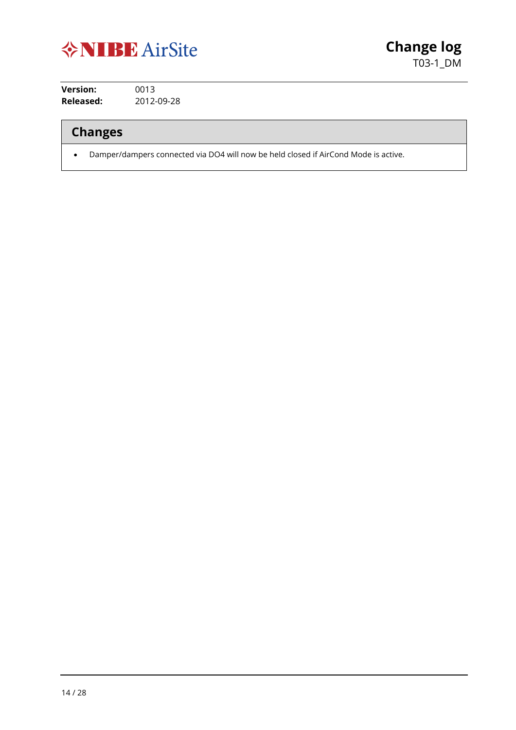# Change log

T03-1_DM

**Version:** 0013
**Released:** 2012-09-28

## Changes

- Damper/dampers connected via DO4 will now be held closed if AirCond Mode is active.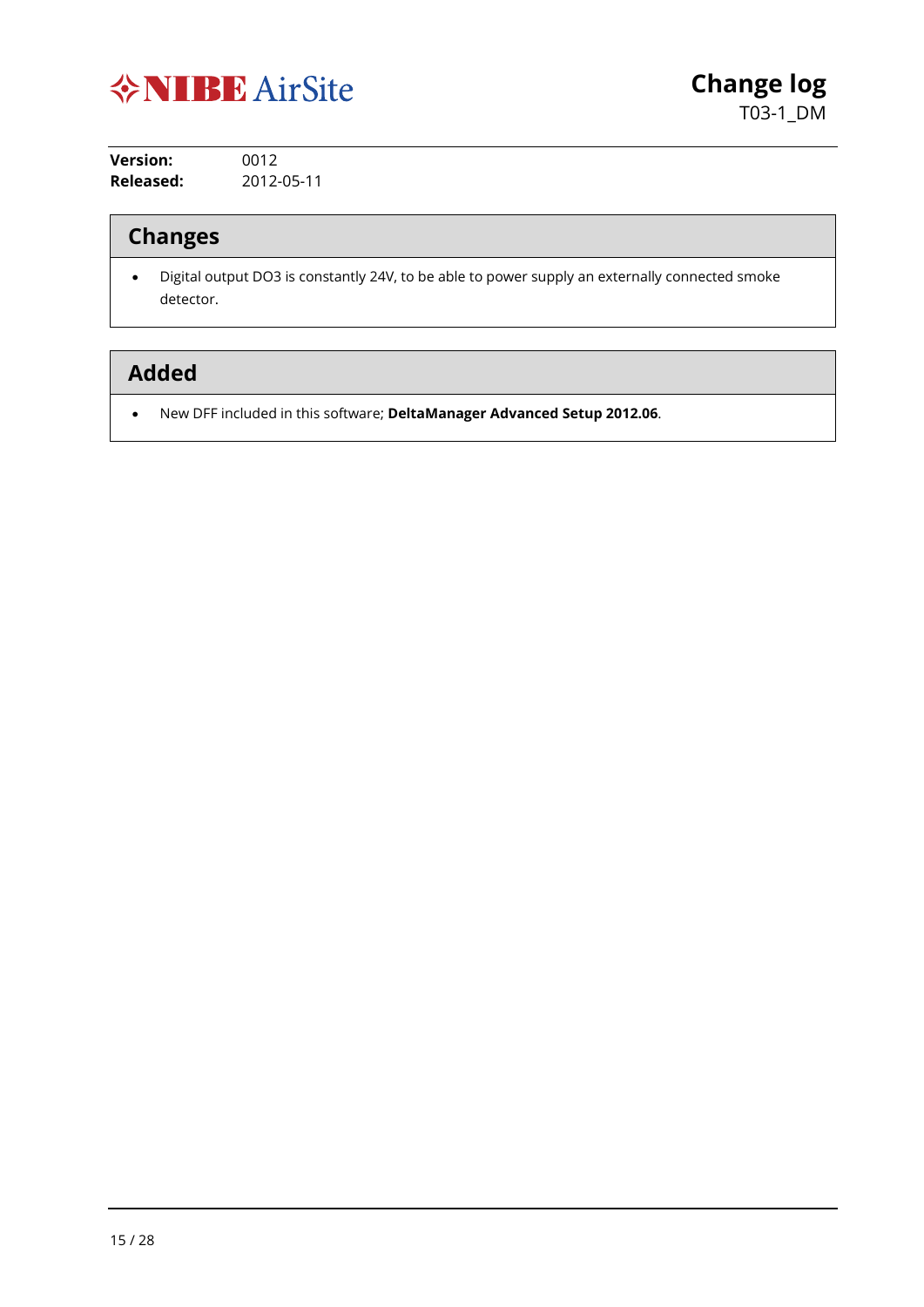**Version:** 0012
**Released:** 2012-05-11

## Changes

- Digital output DO3 is constantly 24V, to be able to power supply an externally connected smoke detector.

## Added

- New DFF included in this software; **DeltaManager Advanced Setup 2012.06**.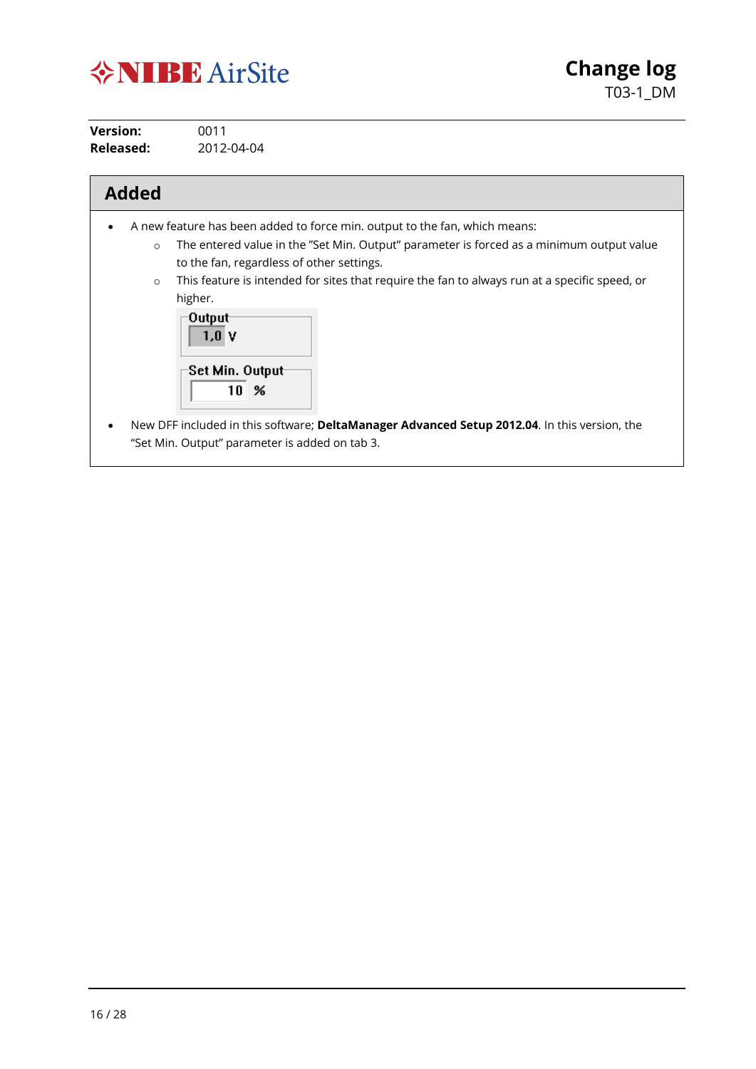| | |
|---|---|
| **Version:** | 0011 |
| **Released:** | 2012-04-04 |

## Added

- A new feature has been added to force min. output to the fan, which means:
  - The entered value in the "Set Min. Output" parameter is forced as a minimum output value to the fan, regardless of other settings.
  - This feature is intended for sites that require the fan to always run at a specific speed, or higher.

  Output
  1,0 V

  Set Min. Output
  10 %

- New DFF included in this software; **DeltaManager Advanced Setup 2012.04**. In this version, the "Set Min. Output" parameter is added on tab 3.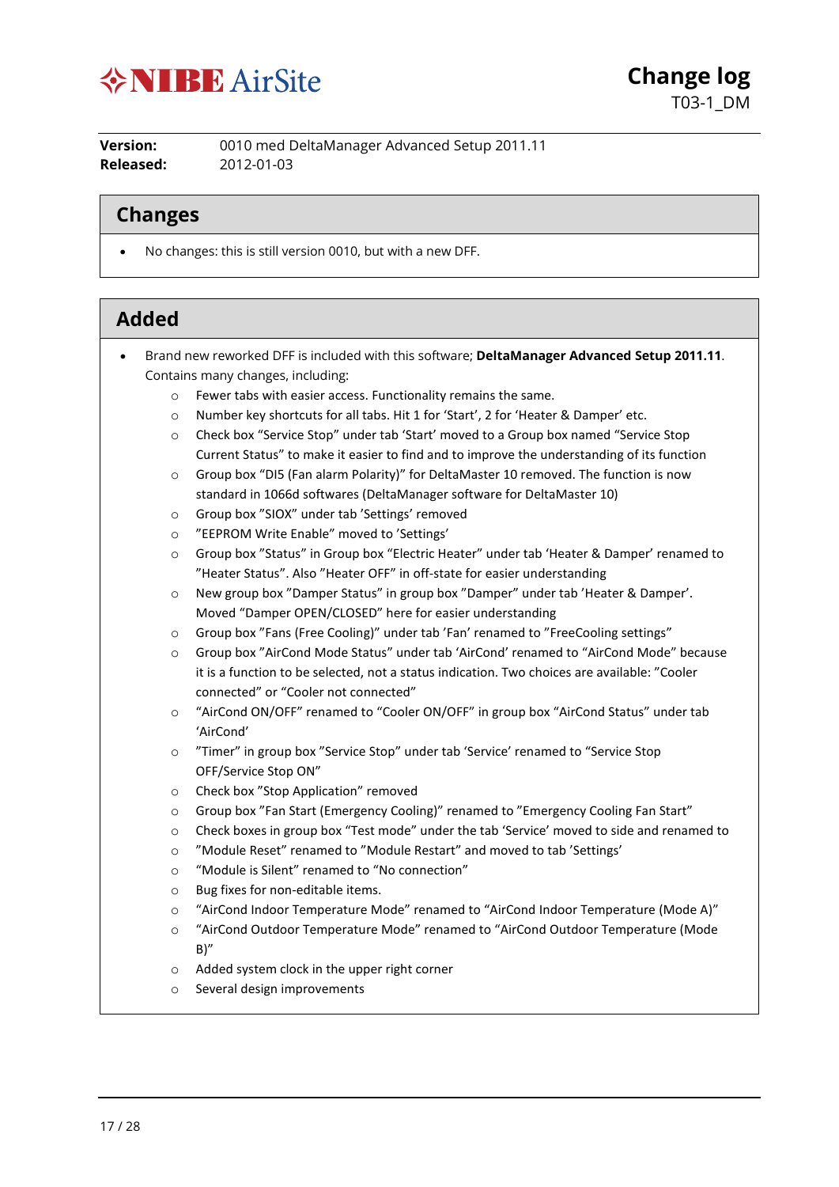# Change log

T03-1_DM

**Version:** 0010 med DeltaManager Advanced Setup 2011.11
**Released:** 2012-01-03

## Changes

- No changes: this is still version 0010, but with a new DFF.

## Added

- Brand new reworked DFF is included with this software; **DeltaManager Advanced Setup 2011.11**. Contains many changes, including:
  - Fewer tabs with easier access. Functionality remains the same.
  - Number key shortcuts for all tabs. Hit 1 for 'Start', 2 for 'Heater & Damper' etc.
  - Check box "Service Stop" under tab 'Start' moved to a Group box named "Service Stop Current Status" to make it easier to find and to improve the understanding of its function
  - Group box "DI5 (Fan alarm Polarity)" for DeltaMaster 10 removed. The function is now standard in 1066d softwares (DeltaManager software for DeltaMaster 10)
  - Group box "SIOX" under tab 'Settings' removed
  - "EEPROM Write Enable" moved to 'Settings'
  - Group box "Status" in Group box "Electric Heater" under tab 'Heater & Damper' renamed to "Heater Status". Also "Heater OFF" in off-state for easier understanding
  - New group box "Damper Status" in group box "Damper" under tab 'Heater & Damper'. Moved "Damper OPEN/CLOSED" here for easier understanding
  - Group box "Fans (Free Cooling)" under tab 'Fan' renamed to "FreeCooling settings"
  - Group box "AirCond Mode Status" under tab 'AirCond' renamed to "AirCond Mode" because it is a function to be selected, not a status indication. Two choices are available: "Cooler connected" or "Cooler not connected"
  - "AirCond ON/OFF" renamed to "Cooler ON/OFF" in group box "AirCond Status" under tab 'AirCond'
  - "Timer" in group box "Service Stop" under tab 'Service' renamed to "Service Stop OFF/Service Stop ON"
  - Check box "Stop Application" removed
  - Group box "Fan Start (Emergency Cooling)" renamed to "Emergency Cooling Fan Start"
  - Check boxes in group box "Test mode" under the tab 'Service' moved to side and renamed to
  - "Module Reset" renamed to "Module Restart" and moved to tab 'Settings'
  - "Module is Silent" renamed to "No connection"
  - Bug fixes for non-editable items.
  - "AirCond Indoor Temperature Mode" renamed to "AirCond Indoor Temperature (Mode A)"
  - "AirCond Outdoor Temperature Mode" renamed to "AirCond Outdoor Temperature (Mode B)"
  - Added system clock in the upper right corner
  - Several design improvements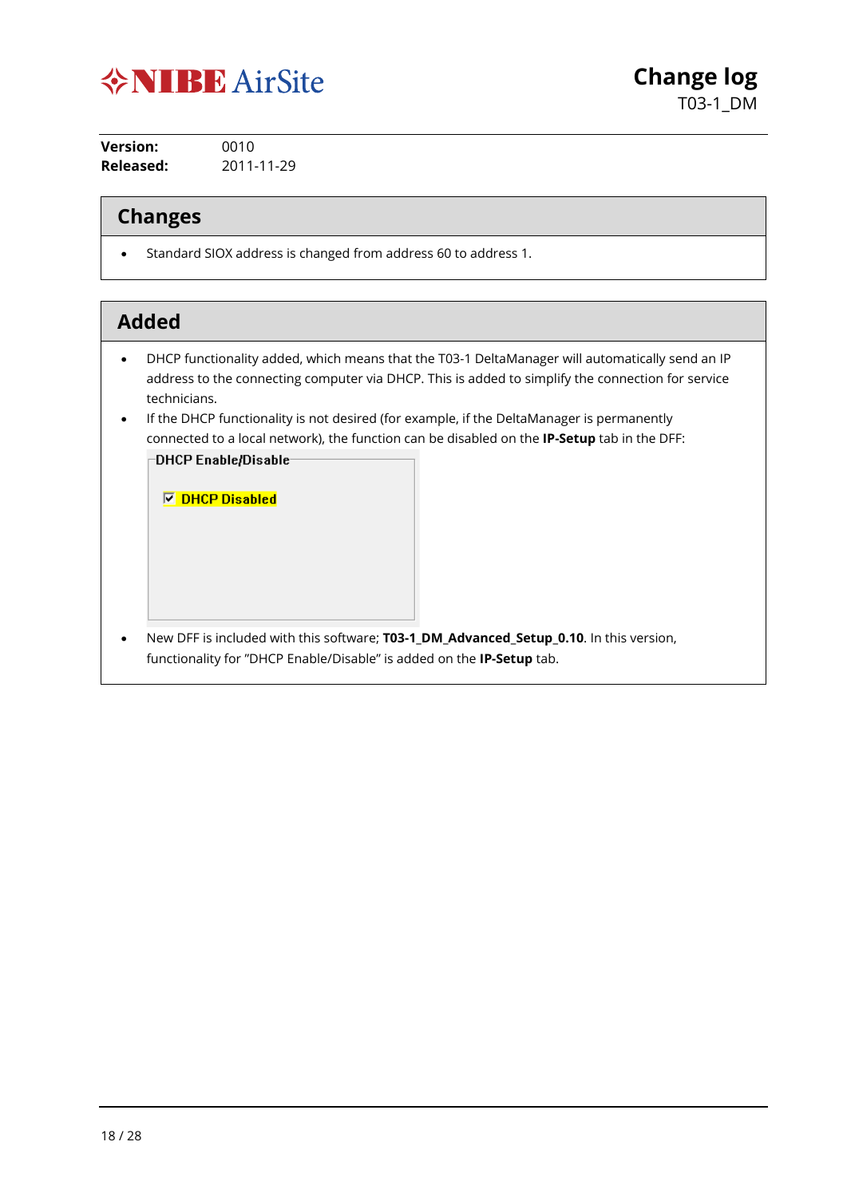**Version:** 0010
**Released:** 2011-11-29

## Changes

- Standard SIOX address is changed from address 60 to address 1.

## Added

- DHCP functionality added, which means that the T03-1 DeltaManager will automatically send an IP address to the connecting computer via DHCP. This is added to simplify the connection for service technicians.
- If the DHCP functionality is not desired (for example, if the DeltaManager is permanently connected to a local network), the function can be disabled on the **IP-Setup** tab in the DFF:

  DHCP Enable/Disable

  ☑ DHCP Disabled

- New DFF is included with this software; **T03-1_DM_Advanced_Setup_0.10**. In this version, functionality for "DHCP Enable/Disable" is added on the **IP-Setup** tab.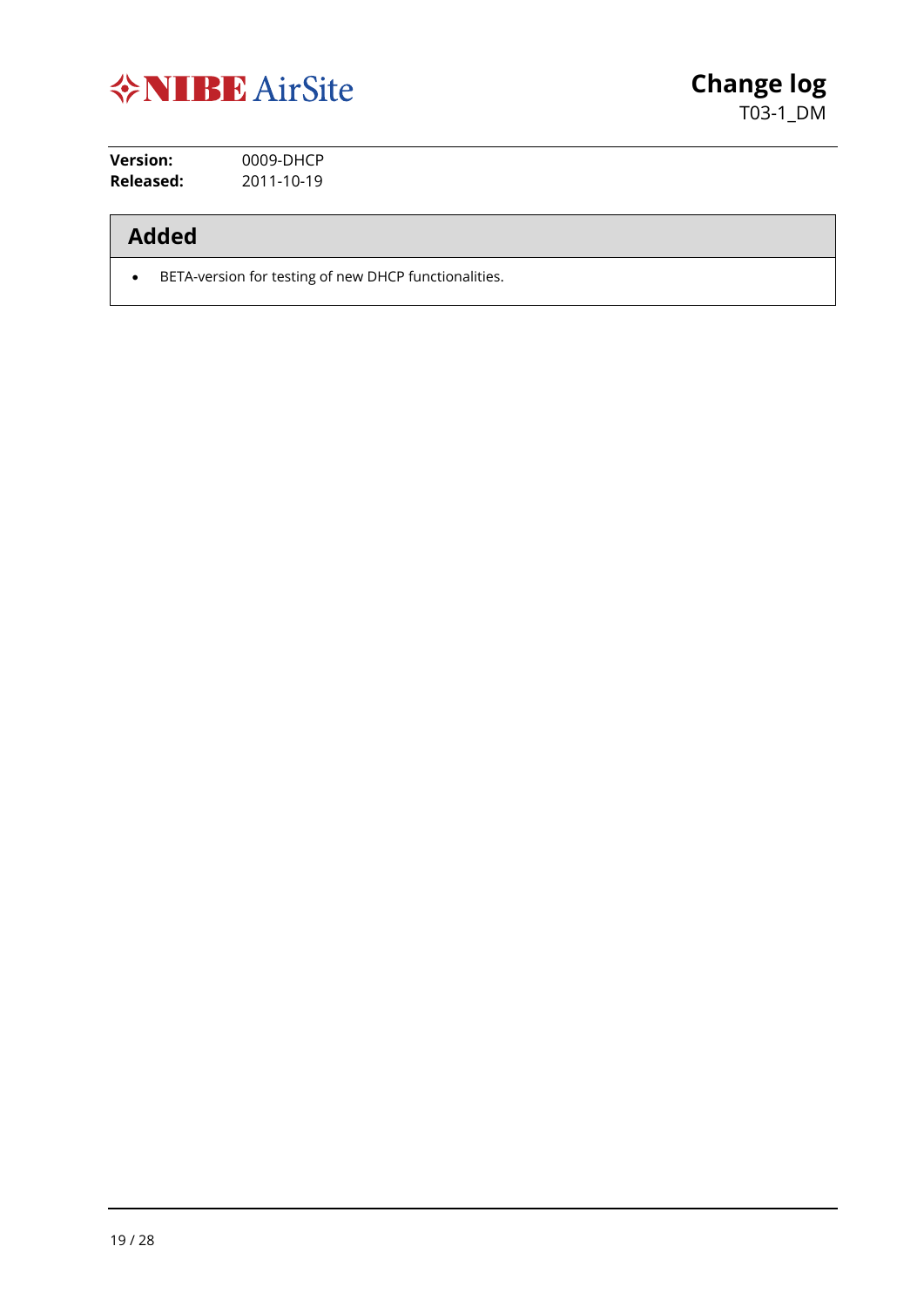**Version:** 0009-DHCP
**Released:** 2011-10-19

## Added

- BETA-version for testing of new DHCP functionalities.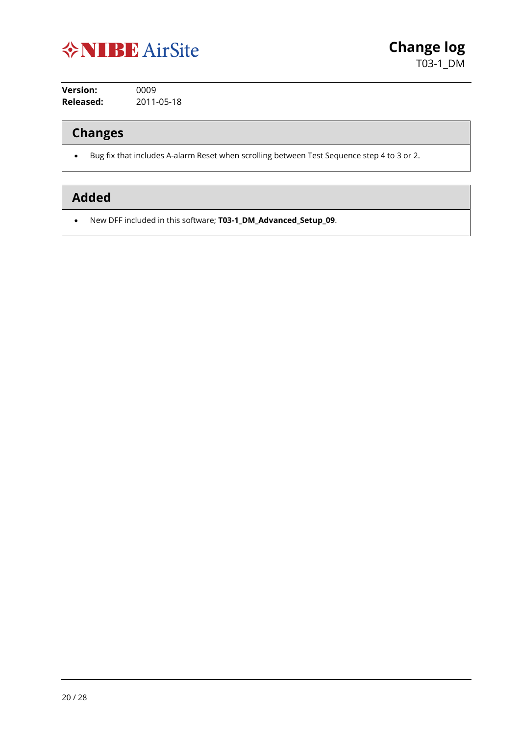**Version:** 0009
**Released:** 2011-05-18

## Changes

- Bug fix that includes A-alarm Reset when scrolling between Test Sequence step 4 to 3 or 2.

## Added

- New DFF included in this software; **T03-1_DM_Advanced_Setup_09**.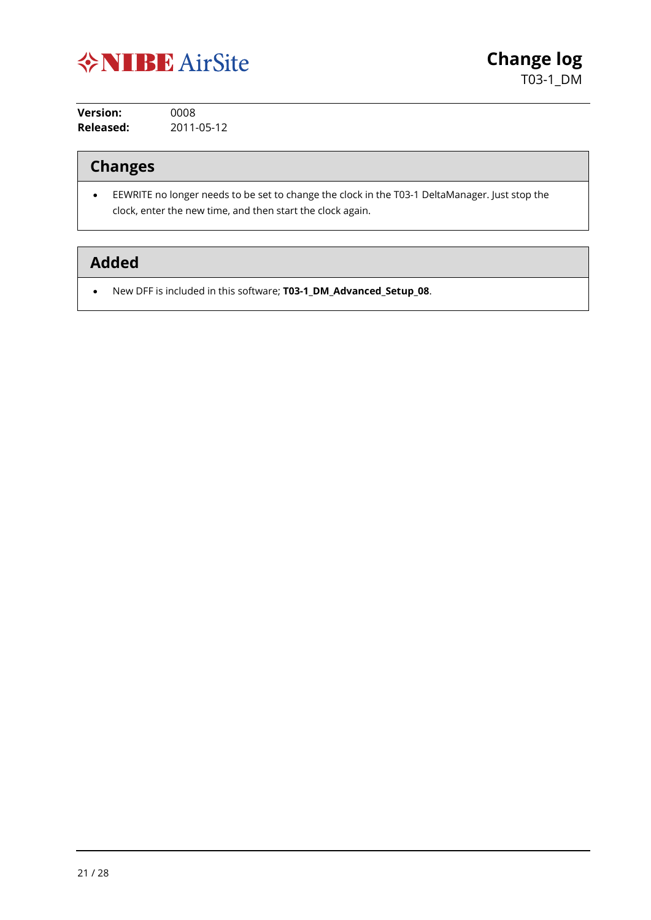**Version:** 0008
**Released:** 2011-05-12

## Changes

- EEWRITE no longer needs to be set to change the clock in the T03-1 DeltaManager. Just stop the clock, enter the new time, and then start the clock again.

## Added

- New DFF is included in this software; **T03-1_DM_Advanced_Setup_08**.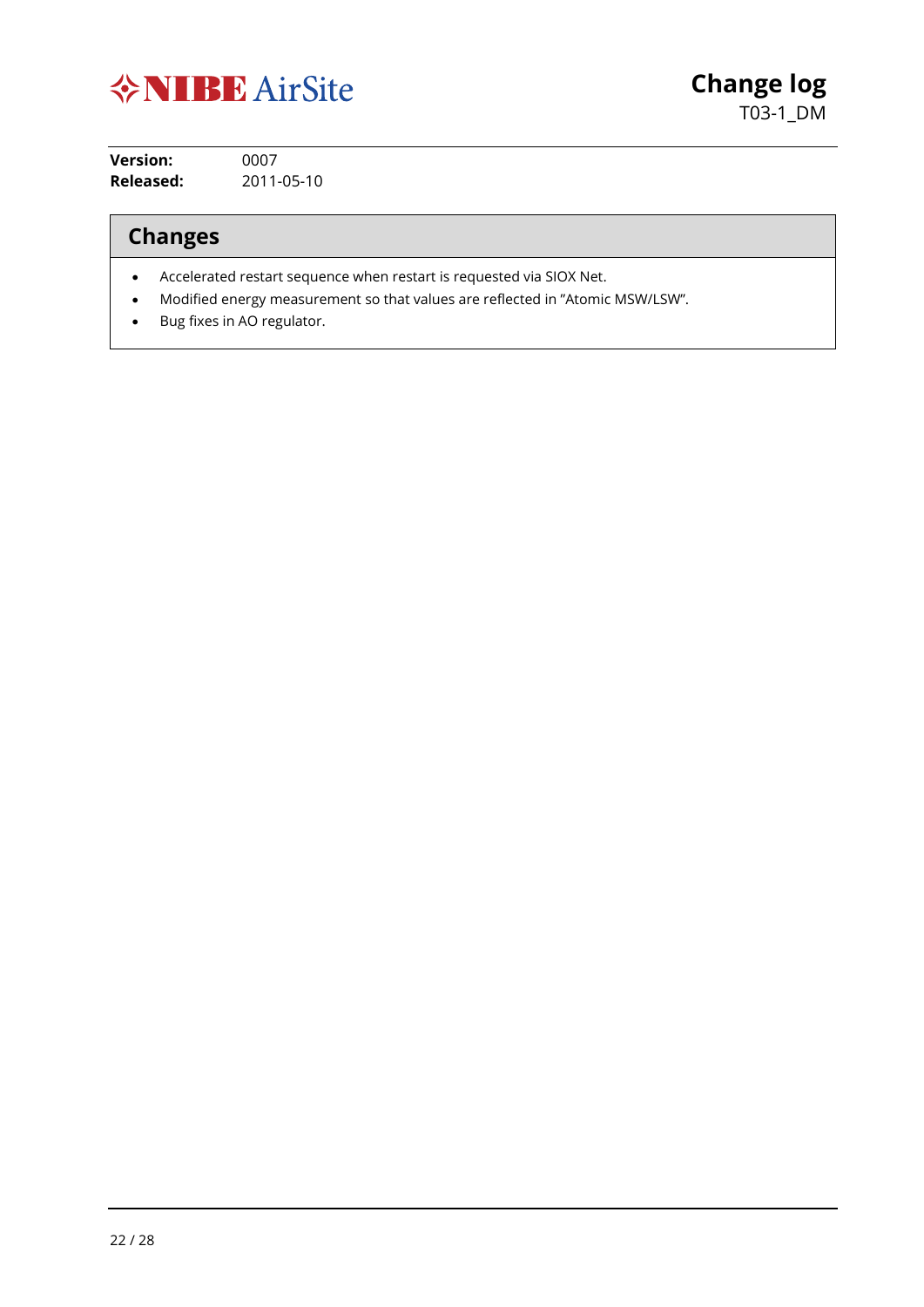**Version:** 0007
**Released:** 2011-05-10

## Changes

- Accelerated restart sequence when restart is requested via SIOX Net.
- Modified energy measurement so that values are reflected in "Atomic MSW/LSW".
- Bug fixes in AO regulator.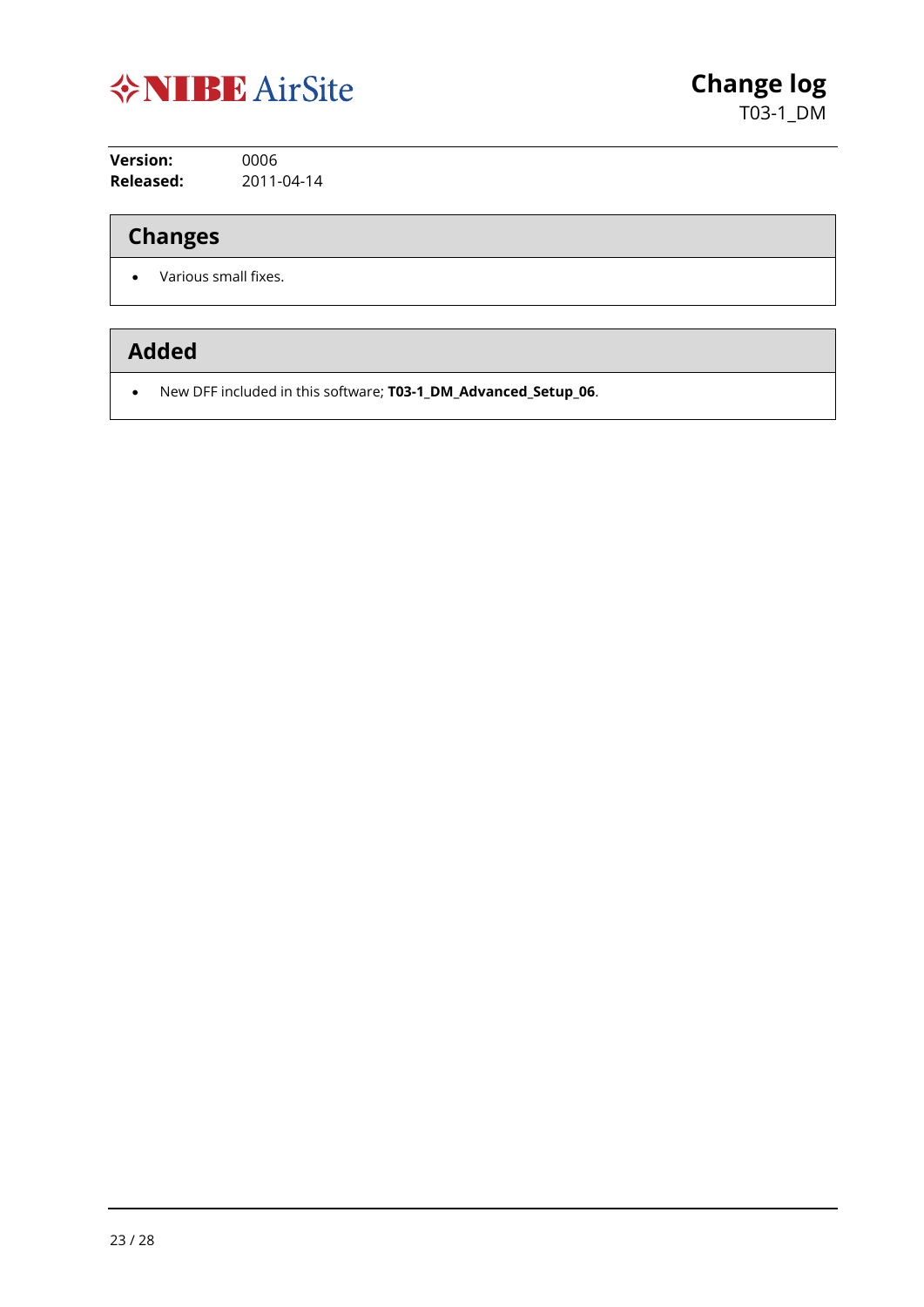**Version:** 0006
**Released:** 2011-04-14

## Changes

- Various small fixes.

## Added

- New DFF included in this software; **T03-1_DM_Advanced_Setup_06**.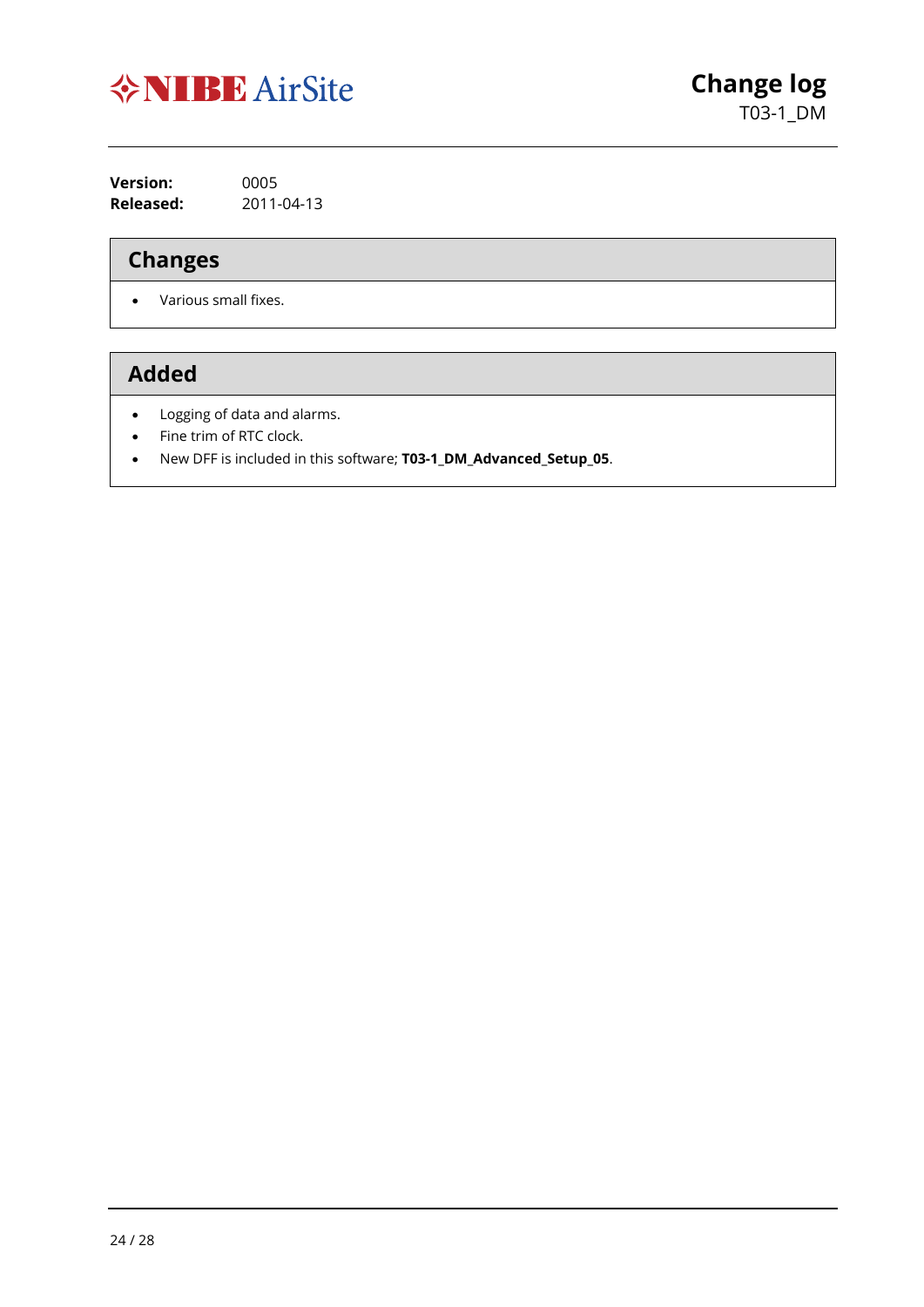**Version:** 0005
**Released:** 2011-04-13

## Changes

- Various small fixes.

## Added

- Logging of data and alarms.
- Fine trim of RTC clock.
- New DFF is included in this software; **T03-1_DM_Advanced_Setup_05**.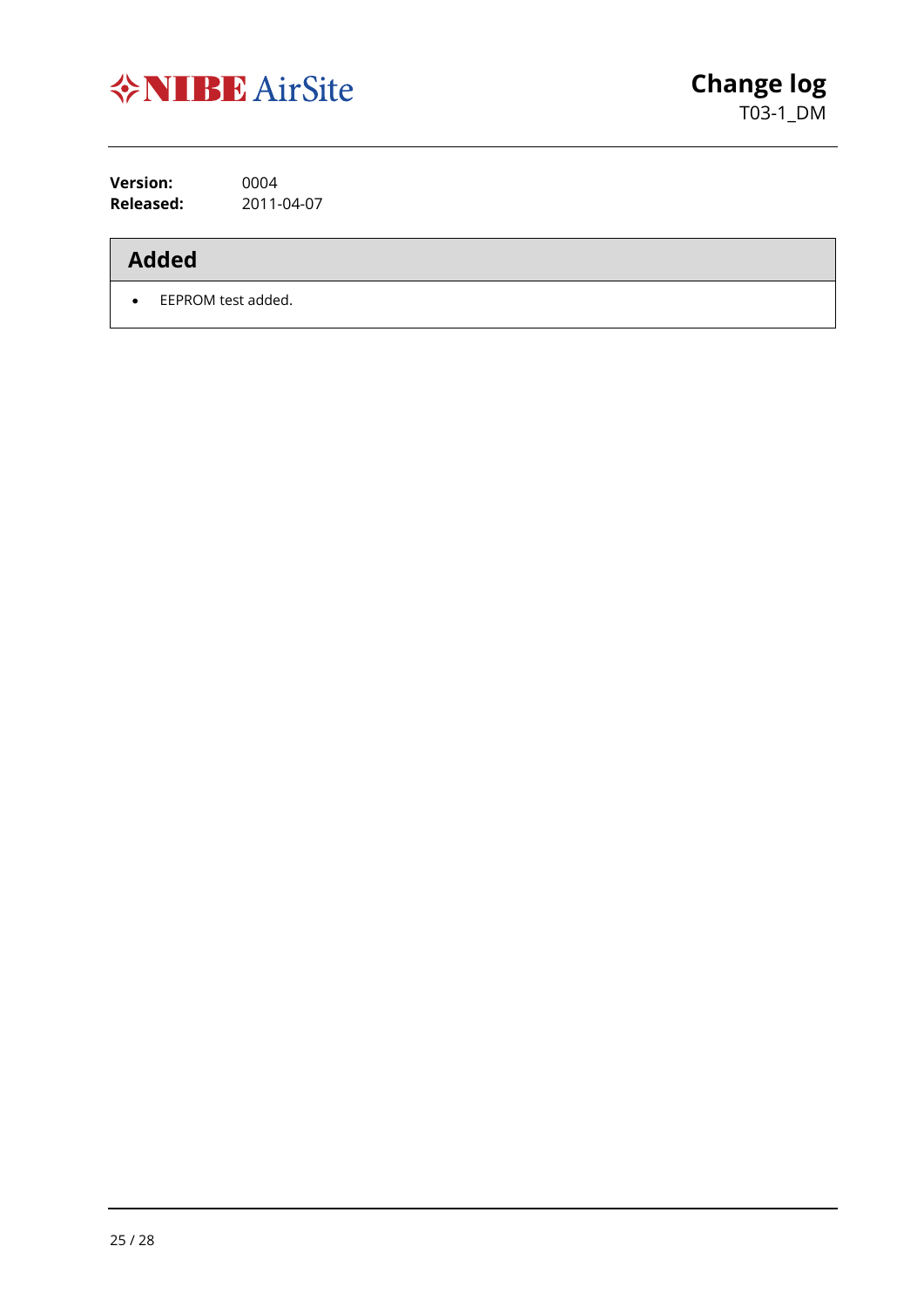**Version:** 0004
**Released:** 2011-04-07

## Added

- EEPROM test added.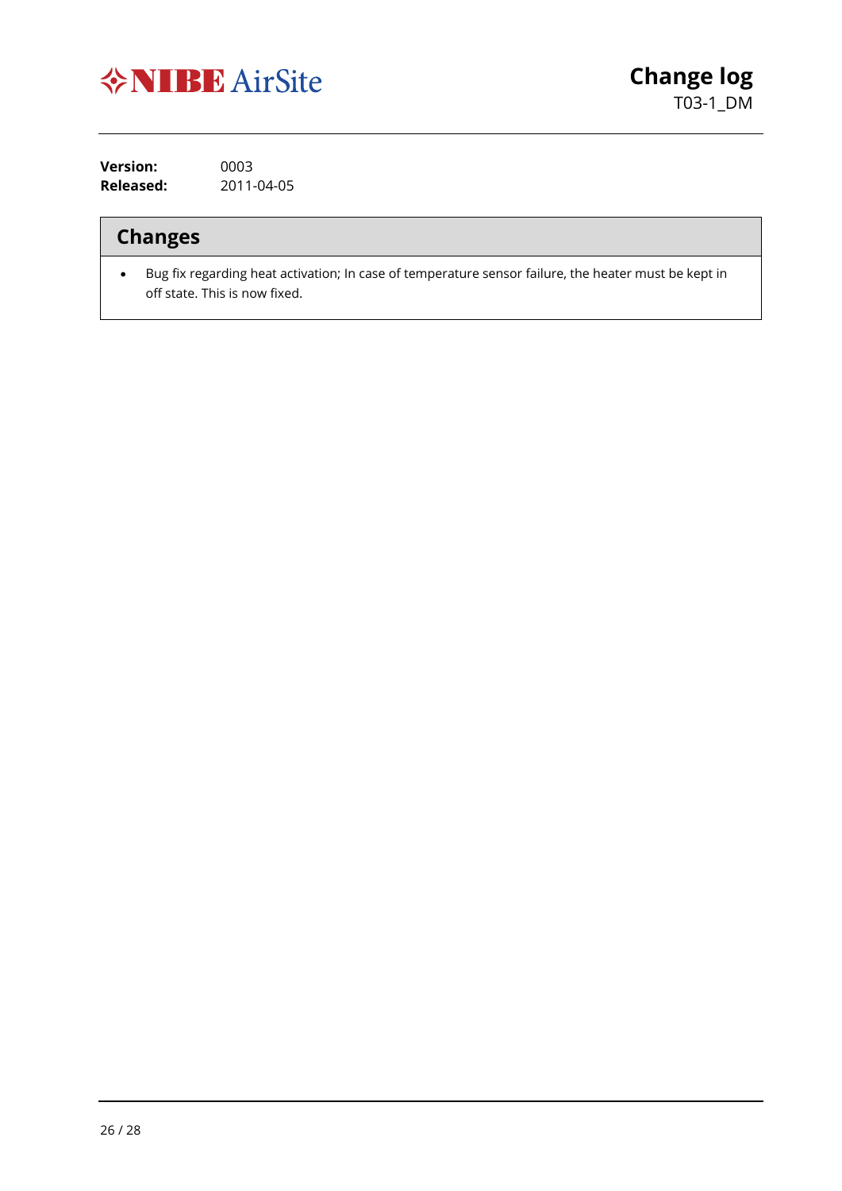# Change log

T03-1_DM

**Version:** 0003
**Released:** 2011-04-05

## Changes

- Bug fix regarding heat activation; In case of temperature sensor failure, the heater must be kept in off state. This is now fixed.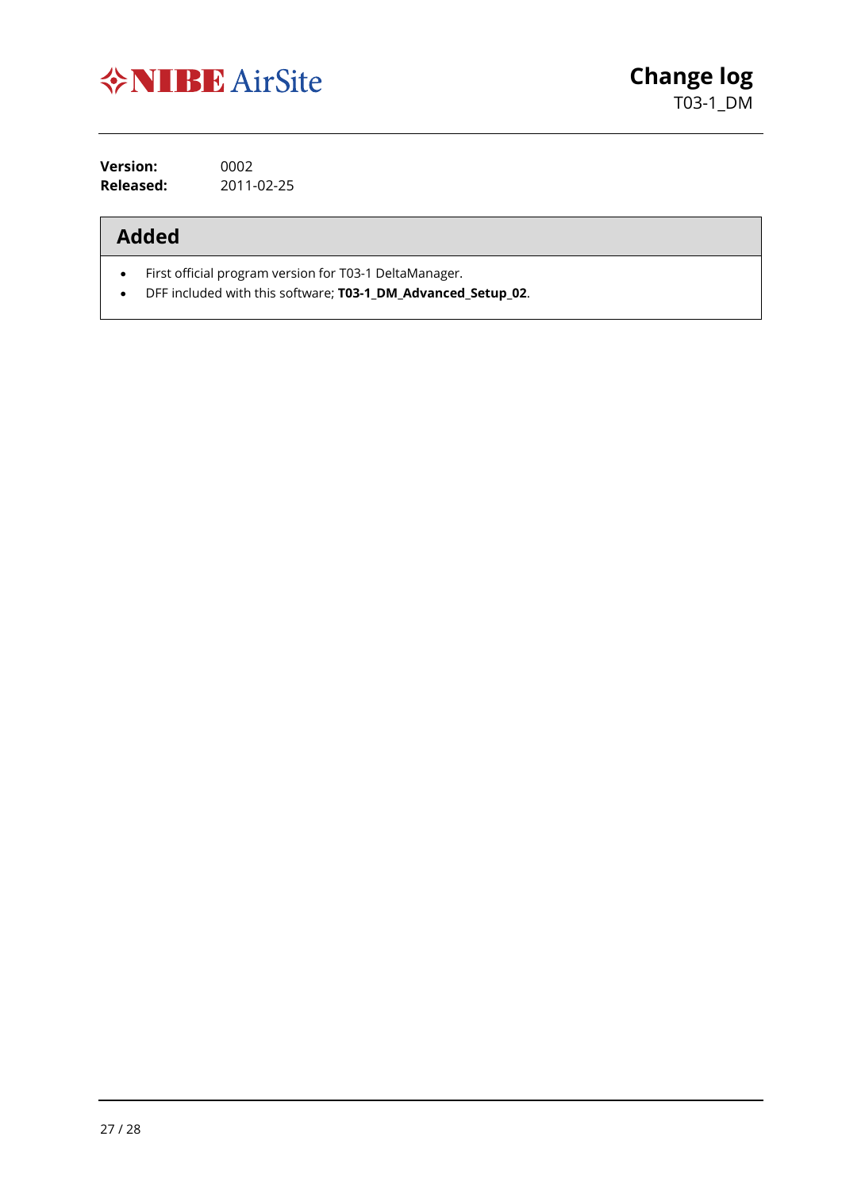**Version:** 0002
**Released:** 2011-02-25

## Added

- First official program version for T03-1 DeltaManager.
- DFF included with this software; **T03-1_DM_Advanced_Setup_02**.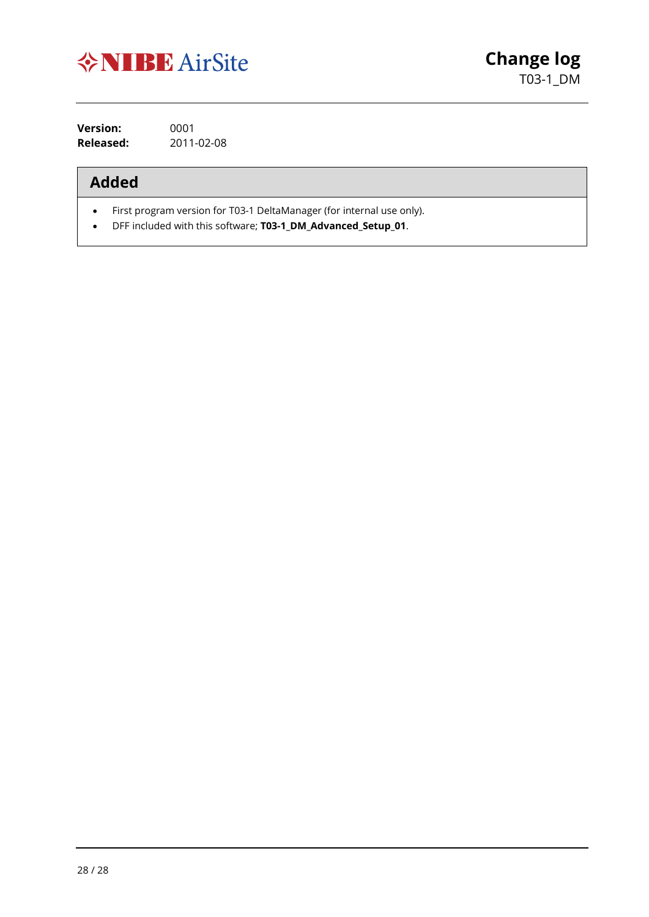**Version:** 0001
**Released:** 2011-02-08

## Added

- First program version for T03-1 DeltaManager (for internal use only).
- DFF included with this software; **T03-1_DM_Advanced_Setup_01**.